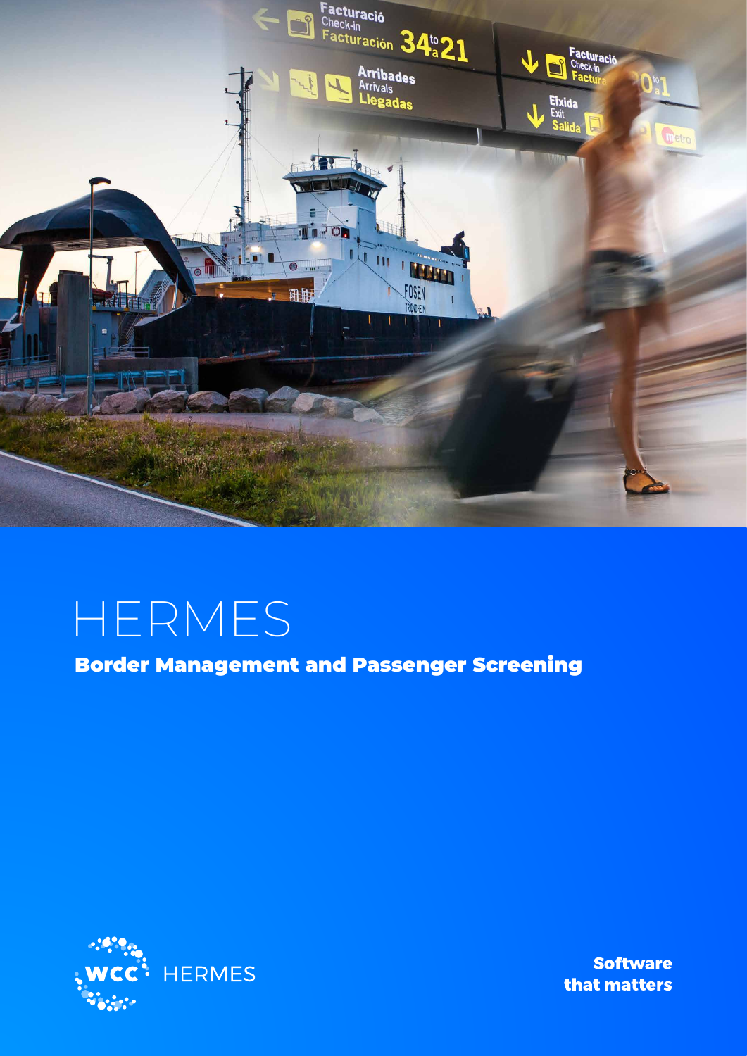# HERMES

## Border Management and Passenger Screening

WCC HERMES

**Software that matters**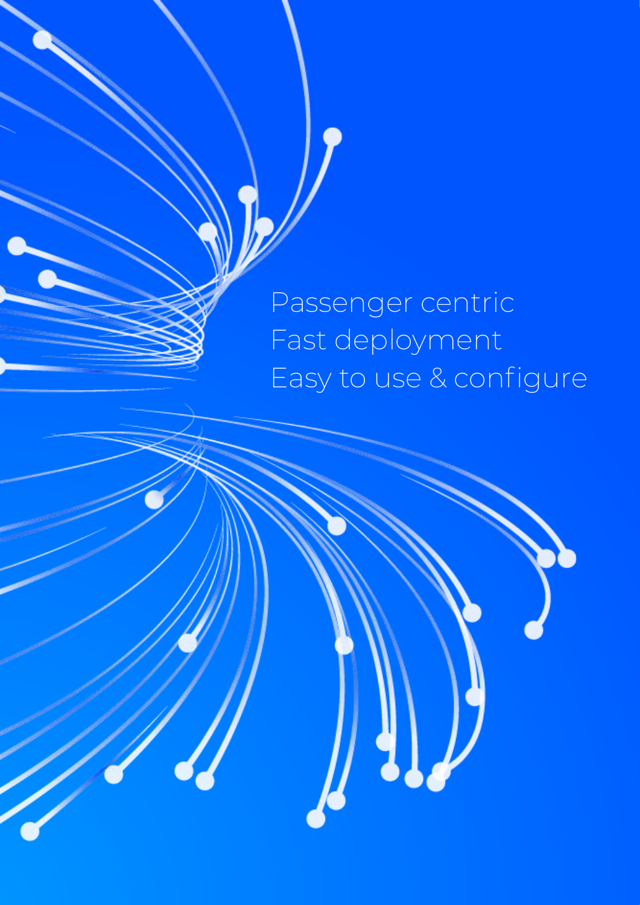Passenger centric
Fast deployment
Easy to use & configure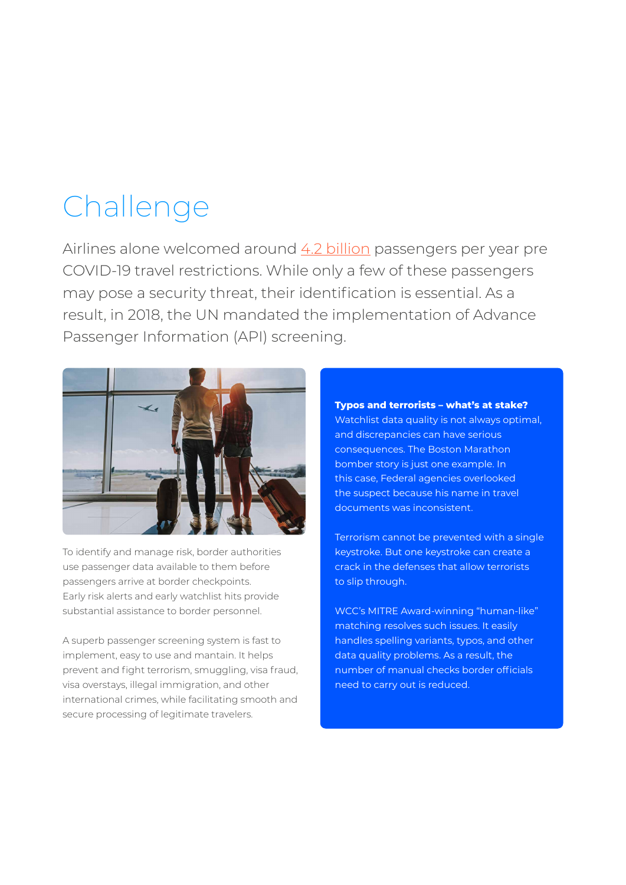# Challenge

Airlines alone welcomed around 4.2 billion passengers per year pre COVID-19 travel restrictions. While only a few of these passengers may pose a security threat, their identification is essential. As a result, in 2018, the UN mandated the implementation of Advance Passenger Information (API) screening.

To identify and manage risk, border authorities use passenger data available to them before passengers arrive at border checkpoints. Early risk alerts and early watchlist hits provide substantial assistance to border personnel.

A superb passenger screening system is fast to implement, easy to use and mantain. It helps prevent and fight terrorism, smuggling, visa fraud, visa overstays, illegal immigration, and other international crimes, while facilitating smooth and secure processing of legitimate travelers.

**Typos and terrorists – what's at stake?**
Watchlist data quality is not always optimal, and discrepancies can have serious consequences. The Boston Marathon bomber story is just one example. In this case, Federal agencies overlooked the suspect because his name in travel documents was inconsistent.

Terrorism cannot be prevented with a single keystroke. But one keystroke can create a crack in the defenses that allow terrorists to slip through.

WCC's MITRE Award-winning "human-like" matching resolves such issues. It easily handles spelling variants, typos, and other data quality problems. As a result, the number of manual checks border officials need to carry out is reduced.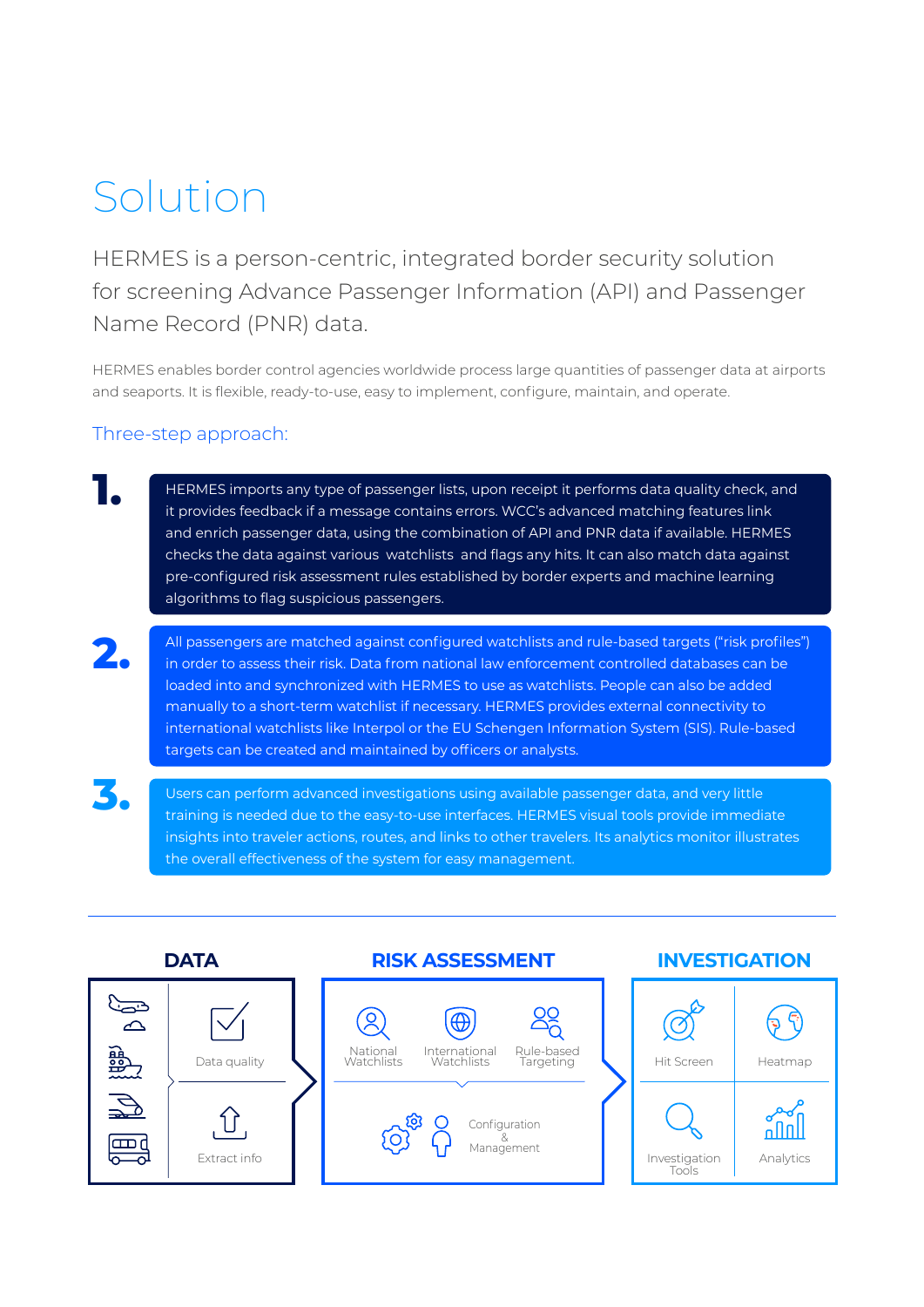# Solution

HERMES is a person-centric, integrated border security solution for screening Advance Passenger Information (API) and Passenger Name Record (PNR) data.

HERMES enables border control agencies worldwide process large quantities of passenger data at airports and seaports. It is flexible, ready-to-use, easy to implement, configure, maintain, and operate.

## Three-step approach:

**1.** HERMES imports any type of passenger lists, upon receipt it performs data quality check, and it provides feedback if a message contains errors. WCC's advanced matching features link and enrich passenger data, using the combination of API and PNR data if available. HERMES checks the data against various watchlists and flags any hits. It can also match data against pre-configured risk assessment rules established by border experts and machine learning algorithms to flag suspicious passengers.

**2.** All passengers are matched against configured watchlists and rule-based targets ("risk profiles") in order to assess their risk. Data from national law enforcement controlled databases can be loaded into and synchronized with HERMES to use as watchlists. People can also be added manually to a short-term watchlist if necessary. HERMES provides external connectivity to international watchlists like Interpol or the EU Schengen Information System (SIS). Rule-based targets can be created and maintained by officers or analysts.

**3.** Users can perform advanced investigations using available passenger data, and very little training is needed due to the easy-to-use interfaces. HERMES visual tools provide immediate insights into traveler actions, routes, and links to other travelers. Its analytics monitor illustrates the overall effectiveness of the system for easy management.

---

**DATA**
- Data quality
- Extract info

**RISK ASSESSMENT**
- National Watchlists
- International Watchlists
- Rule-based Targeting
- Configuration & Management

**INVESTIGATION**
- Hit Screen
- Heatmap
- Investigation Tools
- Analytics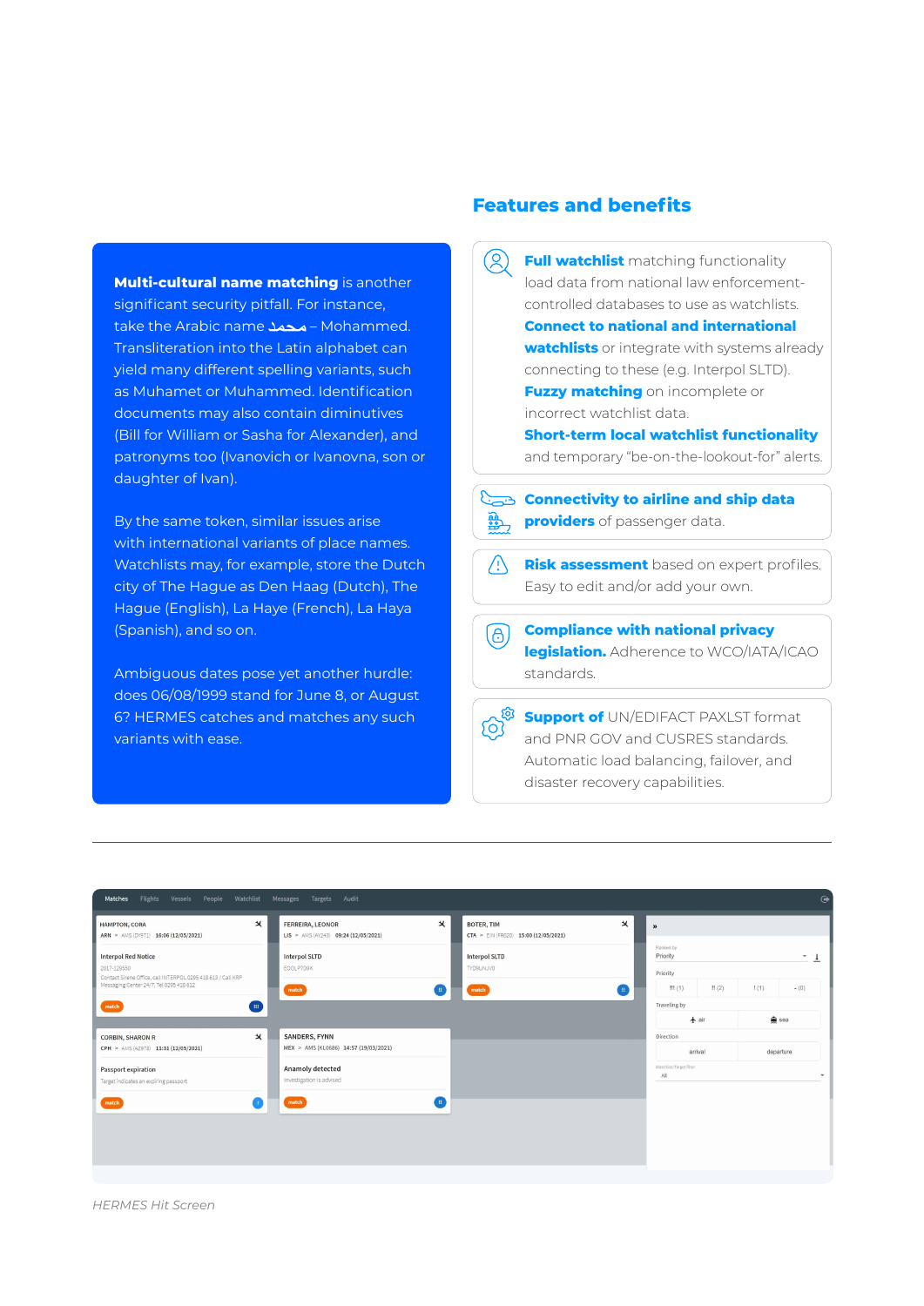Multi-cultural name matching is another significant security pitfall. For instance, take the Arabic name محمد – Mohammed. Transliteration into the Latin alphabet can yield many different spelling variants, such as Muhamet or Muhammed. Identification documents may also contain diminutives (Bill for William or Sasha for Alexander), and patronyms too (Ivanovich or Ivanovna, son or daughter of Ivan).

By the same token, similar issues arise with international variants of place names. Watchlists may, for example, store the Dutch city of The Hague as Den Haag (Dutch), The Hague (English), La Haye (French), La Haya (Spanish), and so on.

Ambiguous dates pose yet another hurdle: does 06/08/1999 stand for June 8, or August 6? HERMES catches and matches any such variants with ease.

## Features and benefits

**Full watchlist** matching functionality load data from national law enforcement-controlled databases to use as watchlists. **Connect to national and international watchlists** or integrate with systems already connecting to these (e.g. Interpol SLTD). **Fuzzy matching** on incomplete or incorrect watchlist data. **Short-term local watchlist functionality** and temporary "be-on-the-lookout-for" alerts.

**Connectivity to airline and ship data providers** of passenger data.

**Risk assessment** based on expert profiles. Easy to edit and/or add your own.

**Compliance with national privacy legislation.** Adherence to WCO/IATA/ICAO standards.

**Support of** UN/EDIFACT PAXLST format and PNR GOV and CUSRES standards. Automatic load balancing, failover, and disaster recovery capabilities.

*HERMES Hit Screen*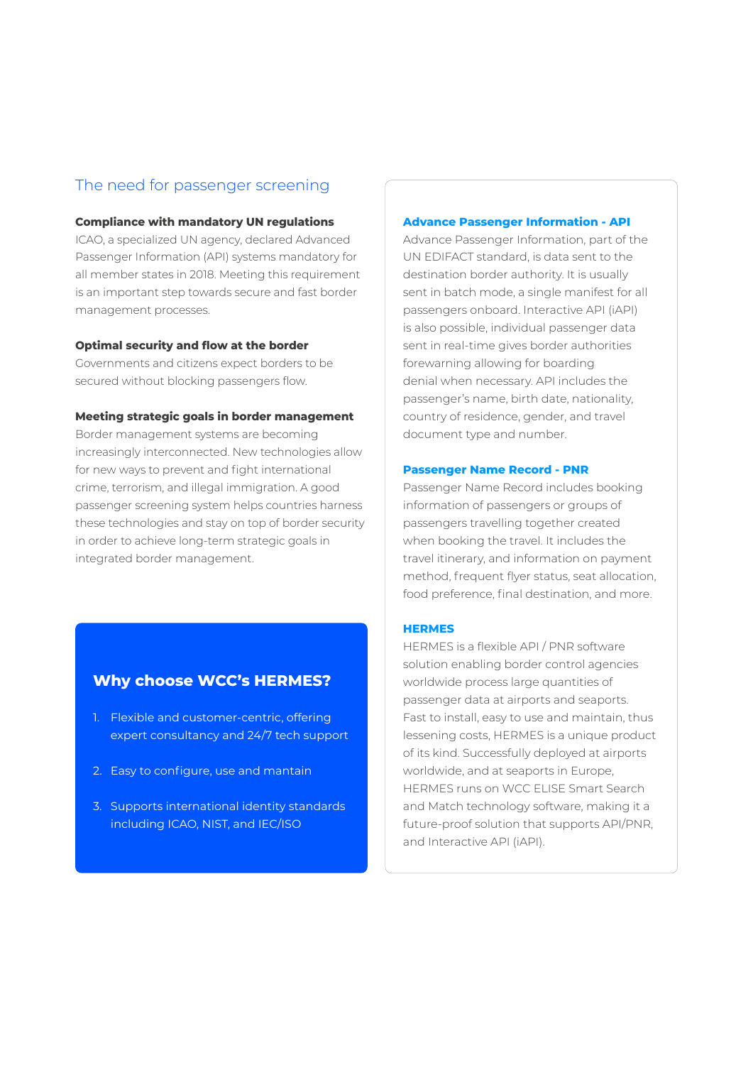## The need for passenger screening

**Compliance with mandatory UN regulations**
ICAO, a specialized UN agency, declared Advanced Passenger Information (API) systems mandatory for all member states in 2018. Meeting this requirement is an important step towards secure and fast border management processes.

**Optimal security and flow at the border**
Governments and citizens expect borders to be secured without blocking passengers flow.

**Meeting strategic goals in border management**
Border management systems are becoming increasingly interconnected. New technologies allow for new ways to prevent and fight international crime, terrorism, and illegal immigration. A good passenger screening system helps countries harness these technologies and stay on top of border security in order to achieve long-term strategic goals in integrated border management.

### Why choose WCC's HERMES?

1. Flexible and customer-centric, offering expert consultancy and 24/7 tech support
2. Easy to configure, use and mantain
3. Supports international identity standards including ICAO, NIST, and IEC/ISO

### Advance Passenger Information - API

Advance Passenger Information, part of the UN EDIFACT standard, is data sent to the destination border authority. It is usually sent in batch mode, a single manifest for all passengers onboard. Interactive API (iAPI) is also possible, individual passenger data sent in real-time gives border authorities forewarning allowing for boarding denial when necessary. API includes the passenger's name, birth date, nationality, country of residence, gender, and travel document type and number.

### Passenger Name Record - PNR

Passenger Name Record includes booking information of passengers or groups of passengers travelling together created when booking the travel. It includes the travel itinerary, and information on payment method, frequent flyer status, seat allocation, food preference, final destination, and more.

### HERMES

HERMES is a flexible API / PNR software solution enabling border control agencies worldwide process large quantities of passenger data at airports and seaports. Fast to install, easy to use and maintain, thus lessening costs, HERMES is a unique product of its kind. Successfully deployed at airports worldwide, and at seaports in Europe, HERMES runs on WCC ELISE Smart Search and Match technology software, making it a future-proof solution that supports API/PNR, and Interactive API (iAPI).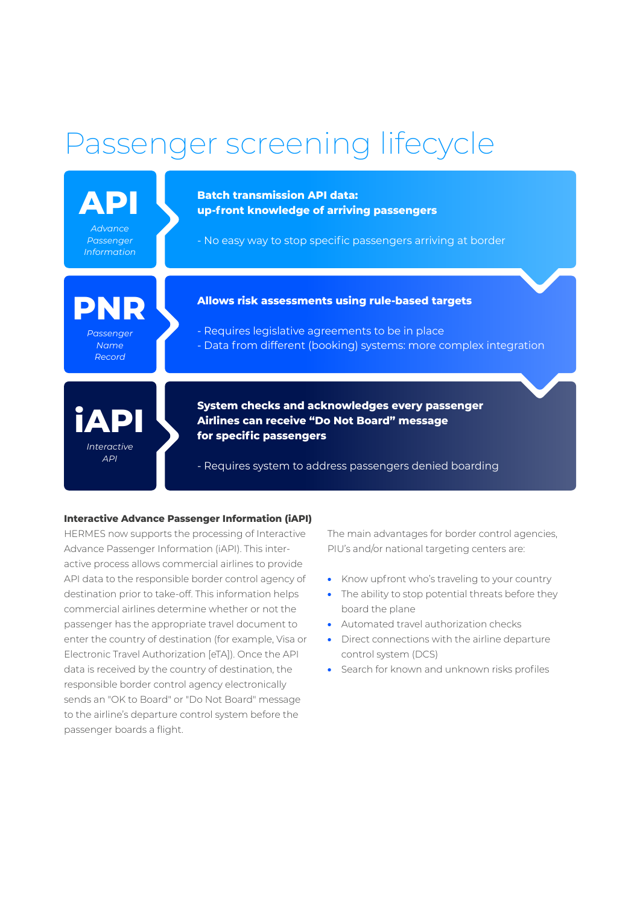# Passenger screening lifecycle

**API**
*Advance Passenger Information*

**Batch transmission API data:**
**up-front knowledge of arriving passengers**

- No easy way to stop specific passengers arriving at border

**PNR**
*Passenger Name Record*

**Allows risk assessments using rule-based targets**

- Requires legislative agreements to be in place
- Data from different (booking) systems: more complex integration

**iAPI**
*Interactive API*

**System checks and acknowledges every passenger**
**Airlines can receive "Do Not Board" message**
**for specific passengers**

- Requires system to address passengers denied boarding

**Interactive Advance Passenger Information (iAPI)**

HERMES now supports the processing of Interactive Advance Passenger Information (iAPI). This interactive process allows commercial airlines to provide API data to the responsible border control agency of destination prior to take-off. This information helps commercial airlines determine whether or not the passenger has the appropriate travel document to enter the country of destination (for example, Visa or Electronic Travel Authorization [eTA]). Once the API data is received by the country of destination, the responsible border control agency electronically sends an "OK to Board" or "Do Not Board" message to the airline's departure control system before the passenger boards a flight.

The main advantages for border control agencies, PIU's and/or national targeting centers are:

- Know upfront who's traveling to your country
- The ability to stop potential threats before they board the plane
- Automated travel authorization checks
- Direct connections with the airline departure control system (DCS)
- Search for known and unknown risks profiles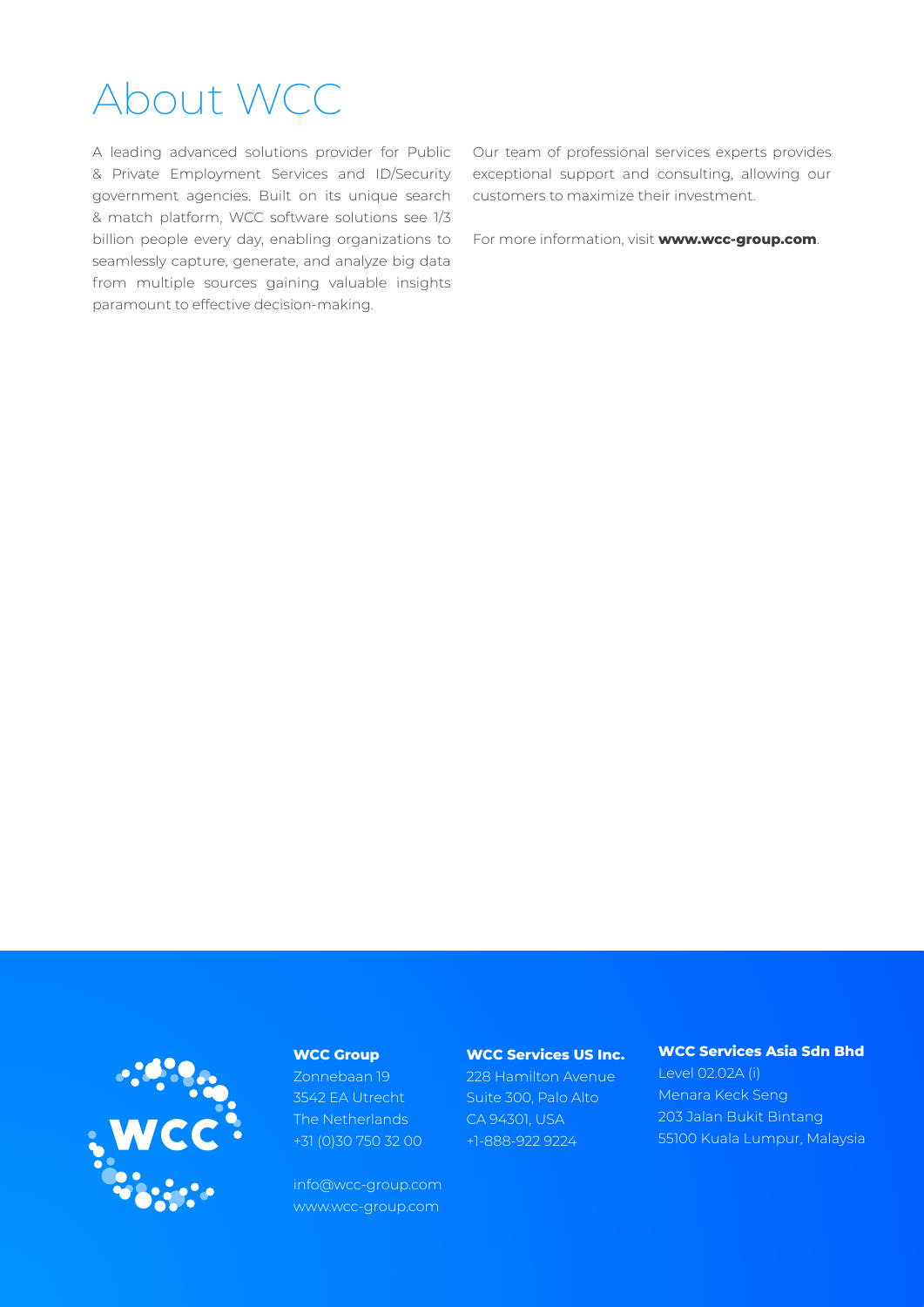# About WCC

A leading advanced solutions provider for Public & Private Employment Services and ID/Security government agencies. Built on its unique search & match platform, WCC software solutions see 1/3 billion people every day, enabling organizations to seamlessly capture, generate, and analyze big data from multiple sources gaining valuable insights paramount to effective decision-making.

Our team of professional services experts provides exceptional support and consulting, allowing our customers to maximize their investment.

For more information, visit **www.wcc-group.com**.

**WCC Group**
Zonnebaan 19
3542 EA Utrecht
The Netherlands
+31 (0)30 750 32 00

info@wcc-group.com
www.wcc-group.com

**WCC Services US Inc.**
228 Hamilton Avenue
Suite 300, Palo Alto
CA 94301, USA
+1-888-922 9224

**WCC Services Asia Sdn Bhd**
Level 02.02A (i)
Menara Keck Seng
203 Jalan Bukit Bintang
55100 Kuala Lumpur, Malaysia